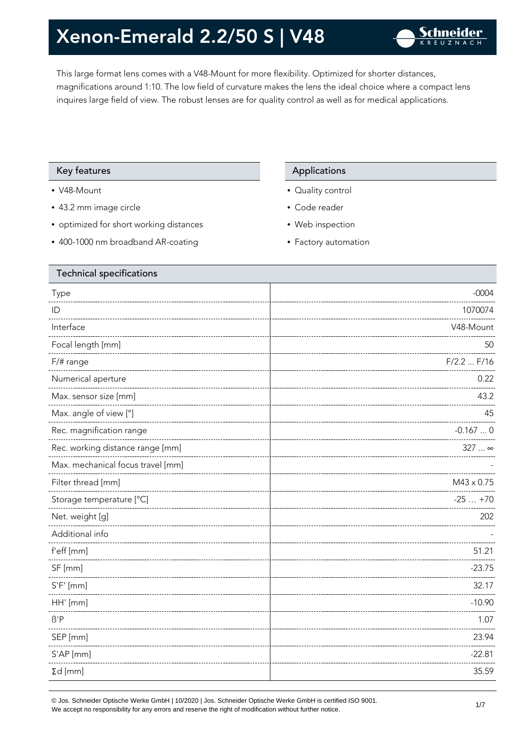# Xenon-Emerald 2.2/50 S | V48

This large format lens comes with a V48-Mount for more flexibility. Optimized for shorter distances, magnifications around 1:10. The low field of curvature makes the lens the ideal choice where a compact lens inquires large field of view. The robust lenses are for quality control as well as for medical applications.

## Key features

- V48-Mount
- 43.2 mm image circle
- optimized for short working distances
- 400-1000 nm broadband AR-coating

## Applications

- Quality control
- Code reader
- Web inspection
- Factory automation

## Technical specifications

| Technical specifications | |
|---|---|
| Type | -0004 |
| ID | 1070074 |
| Interface | V48-Mount |
| Focal length [mm] | 50 |
| F/# range | F/2.2 ... F/16 |
| Numerical aperture | 0.22 |
| Max. sensor size [mm] | 43.2 |
| Max. angle of view [°] | 45 |
| Rec. magnification range | -0.167 ... 0 |
| Rec. working distance range [mm] | 327 ... ∞ |
| Max. mechanical focus travel [mm] | - |
| Filter thread [mm] | M43 x 0.75 |
| Storage temperature [°C] | -25 … +70 |
| Net. weight [g] | 202 |
| Additional info | - |
| f'eff [mm] | 51.21 |
| SF [mm] | -23.75 |
| S'F' [mm] | 32.17 |
| HH' [mm] | -10.90 |
| ß'P | 1.07 |
| SEP [mm] | 23.94 |
| S'AP [mm] | -22.81 |
| Σd [mm] | 35.59 |

© Jos. Schneider Optische Werke GmbH | 10/2020 | Jos. Schneider Optische Werke GmbH is certified ISO 9001.
We accept no responsibility for any errors and reserve the right of modification without further notice.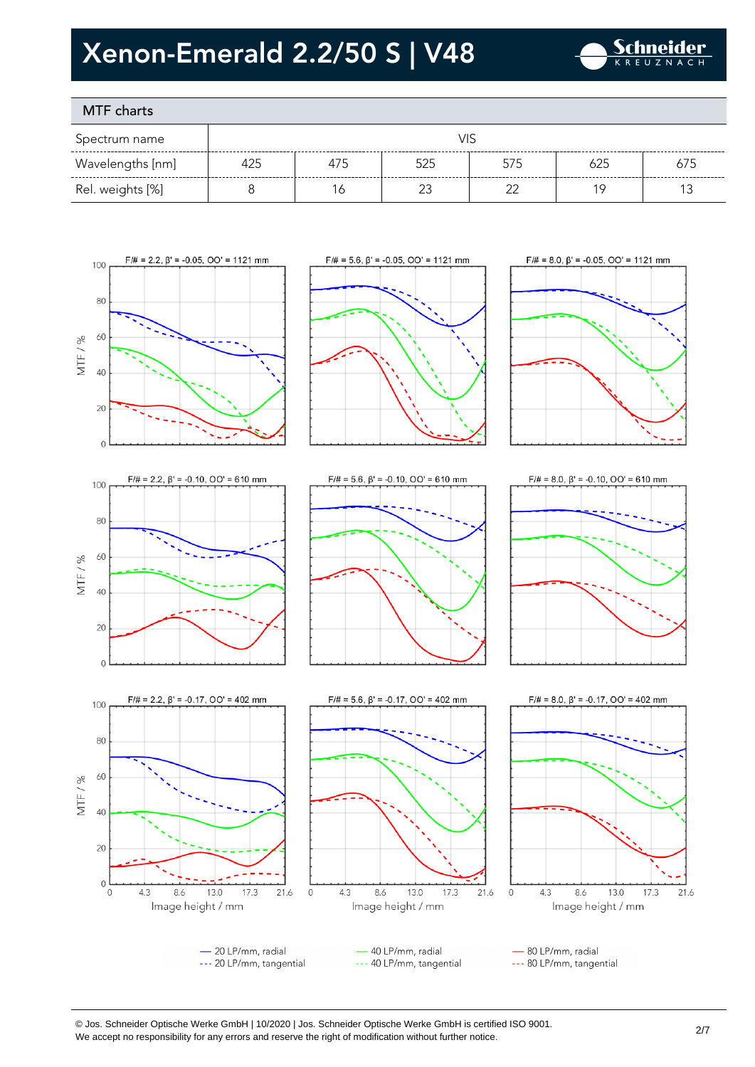# Xenon-Emerald 2.2/50 S | V48

## MTF charts

| Spectrum name | VIS | | | | | |
|---|---|---|---|---|---|---|
| Wavelengths [nm] | 425 | 475 | 525 | 575 | 625 | 675 |
| Rel. weights [%] | 8 | 16 | 23 | 22 | 19 | 13 |

F/# = 2.2, β' = -0.05, OO' = 1121 mm

F/# = 5.6, β' = -0.05, OO' = 1121 mm

F/# = 8.0, β' = -0.05, OO' = 1121 mm

F/# = 2.2, β' = -0.10, OO' = 610 mm

F/# = 5.6, β' = -0.10, OO' = 610 mm

F/# = 8.0, β' = -0.10, OO' = 610 mm

F/# = 2.2, β' = -0.17, OO' = 402 mm

F/# = 5.6, β' = -0.17, OO' = 402 mm

F/# = 8.0, β' = -0.17, OO' = 402 mm

MTF / %

Image height / mm

— 20 LP/mm, radial
--- 20 LP/mm, tangential

— 40 LP/mm, radial
--- 40 LP/mm, tangential

— 80 LP/mm, radial
--- 80 LP/mm, tangential

© Jos. Schneider Optische Werke GmbH | 10/2020 | Jos. Schneider Optische Werke GmbH is certified ISO 9001.
We accept no responsibility for any errors and reserve the right of modification without further notice.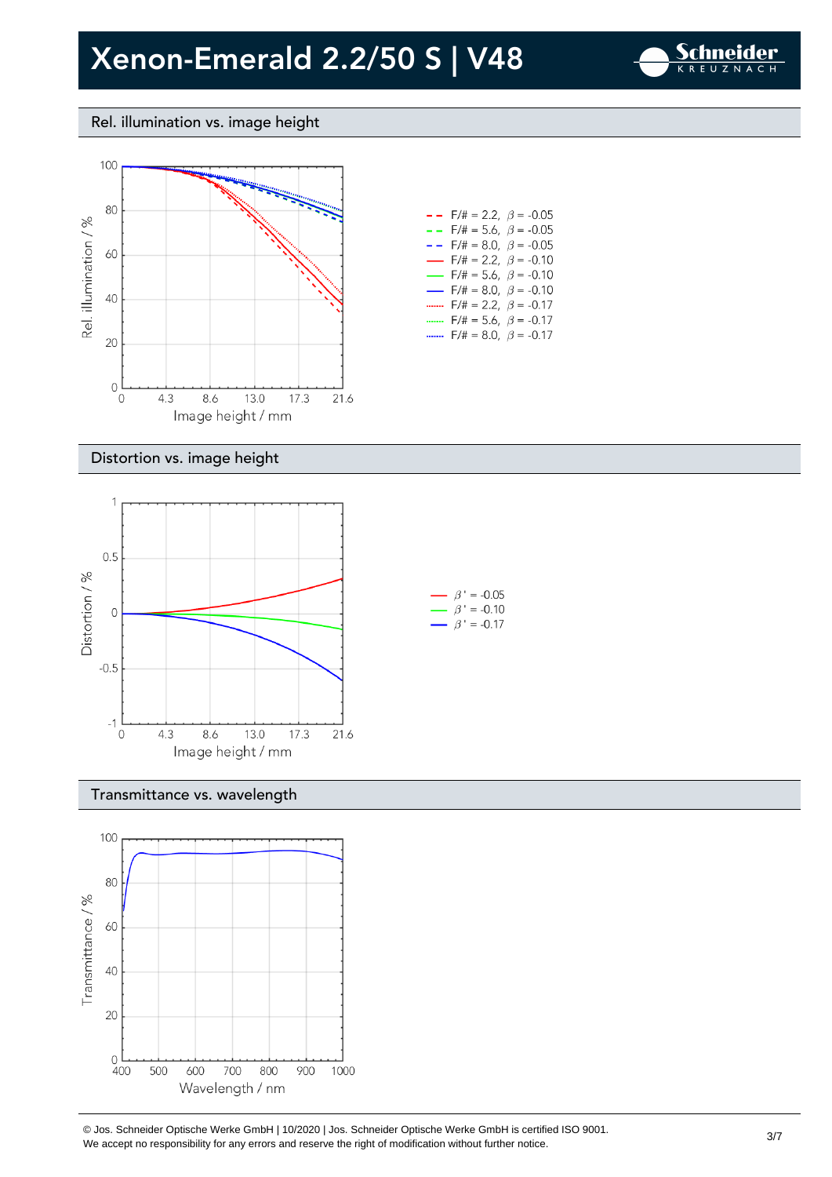# Xenon-Emerald 2.2/50 S | V48

## Rel. illumination vs. image height

Rel. illumination / %

Image height / mm

- F/# = 2.2, $\beta$ = -0.05
- F/# = 5.6, $\beta$ = -0.05
- F/# = 8.0, $\beta$ = -0.05
- F/# = 2.2, $\beta$ = -0.10
- F/# = 5.6, $\beta$ = -0.10
- F/# = 8.0, $\beta$ = -0.10
- F/# = 2.2, $\beta$ = -0.17
- F/# = 5.6, $\beta$ = -0.17
- F/# = 8.0, $\beta$ = -0.17

## Distortion vs. image height

Distortion / %

Image height / mm

- $\beta'$ = -0.05
- $\beta'$ = -0.10
- $\beta'$ = -0.17

## Transmittance vs. wavelength

Transmittance / %

Wavelength / nm

© Jos. Schneider Optische Werke GmbH | 10/2020 | Jos. Schneider Optische Werke GmbH is certified ISO 9001.
We accept no responsibility for any errors and reserve the right of modification without further notice.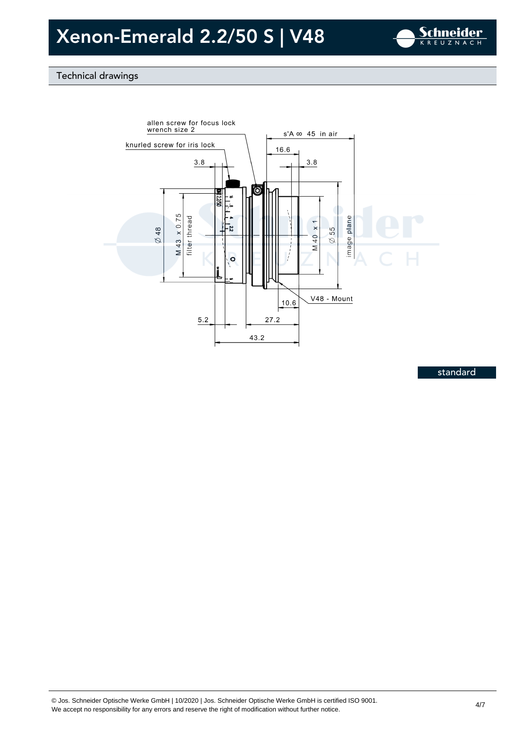# Xenon-Emerald 2.2/50 S | V48

## Technical drawings

allen screw for focus lock
wrench size 2

s'A ∞ 45 in air

knurled screw for iris lock

16.6

3.8

3.8

Ø 48

M 43 x 0.75
filter thread

M 40 x 1

Ø 55

image plane

V48 - Mount

10.6

5.2

27.2

43.2

standard

© Jos. Schneider Optische Werke GmbH | 10/2020 | Jos. Schneider Optische Werke GmbH is certified ISO 9001.
We accept no responsibility for any errors and reserve the right of modification without further notice.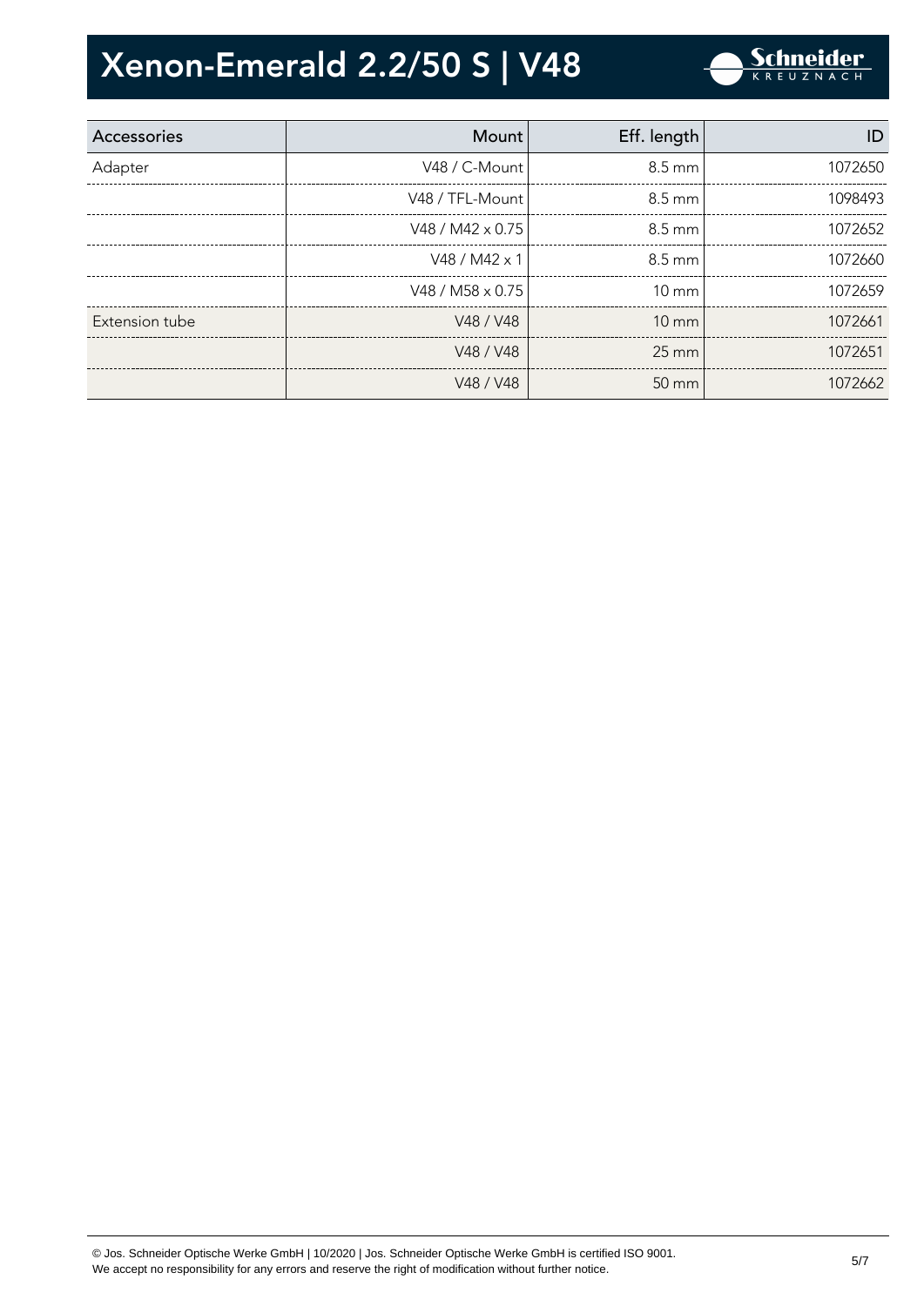# Xenon-Emerald 2.2/50 S | V48

| Accessories | Mount | Eff. length | ID |
| --- | --- | --- | --- |
| Adapter | V48 / C-Mount | 8.5 mm | 1072650 |
| | V48 / TFL-Mount | 8.5 mm | 1098493 |
| | V48 / M42 x 0.75 | 8.5 mm | 1072652 |
| | V48 / M42 x 1 | 8.5 mm | 1072660 |
| | V48 / M58 x 0.75 | 10 mm | 1072659 |
| Extension tube | V48 / V48 | 10 mm | 1072661 |
| | V48 / V48 | 25 mm | 1072651 |
| | V48 / V48 | 50 mm | 1072662 |

© Jos. Schneider Optische Werke GmbH | 10/2020 | Jos. Schneider Optische Werke GmbH is certified ISO 9001.
We accept no responsibility for any errors and reserve the right of modification without further notice.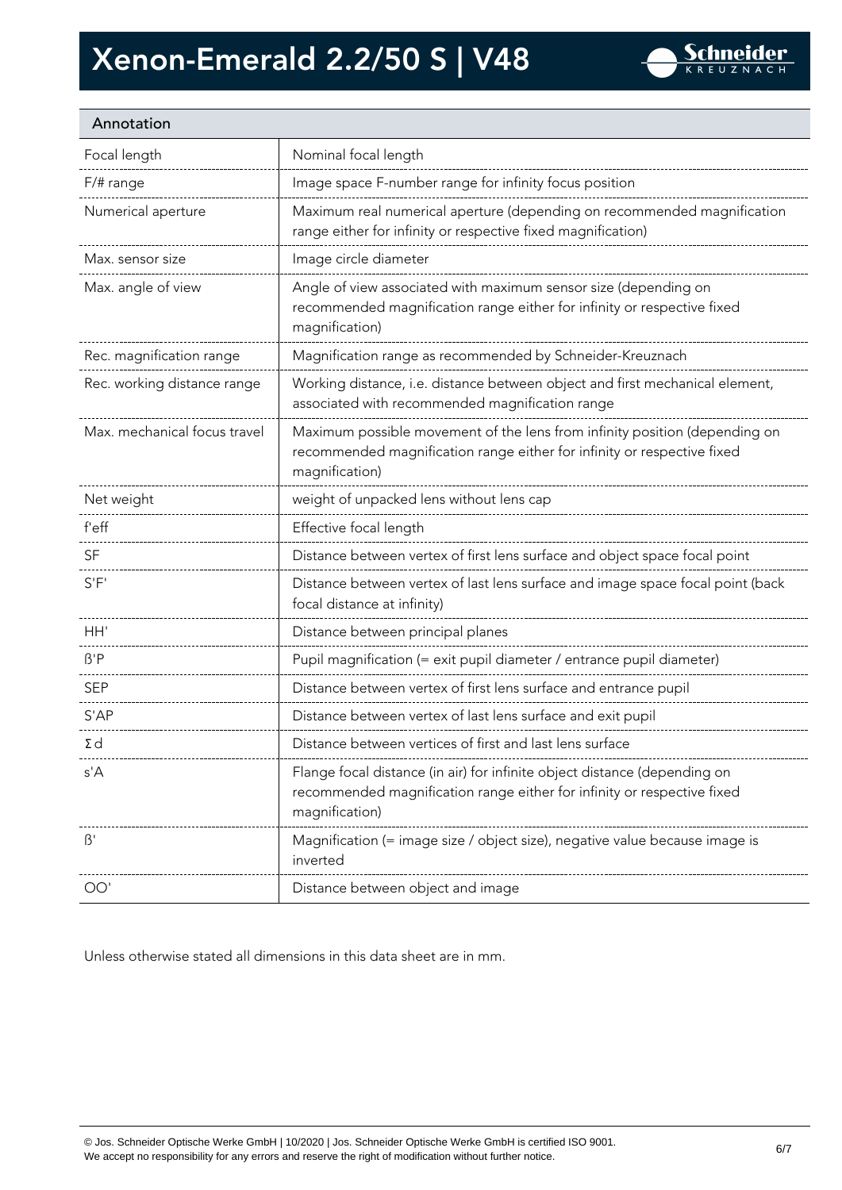# Xenon-Emerald 2.2/50 S | V48

| Annotation | |
|---|---|
| Focal length | Nominal focal length |
| F/# range | Image space F-number range for infinity focus position |
| Numerical aperture | Maximum real numerical aperture (depending on recommended magnification range either for infinity or respective fixed magnification) |
| Max. sensor size | Image circle diameter |
| Max. angle of view | Angle of view associated with maximum sensor size (depending on recommended magnification range either for infinity or respective fixed magnification) |
| Rec. magnification range | Magnification range as recommended by Schneider-Kreuznach |
| Rec. working distance range | Working distance, i.e. distance between object and first mechanical element, associated with recommended magnification range |
| Max. mechanical focus travel | Maximum possible movement of the lens from infinity position (depending on recommended magnification range either for infinity or respective fixed magnification) |
| Net weight | weight of unpacked lens without lens cap |
| f'eff | Effective focal length |
| SF | Distance between vertex of first lens surface and object space focal point |
| S'F' | Distance between vertex of last lens surface and image space focal point (back focal distance at infinity) |
| HH' | Distance between principal planes |
| ß'P | Pupil magnification (= exit pupil diameter / entrance pupil diameter) |
| SEP | Distance between vertex of first lens surface and entrance pupil |
| S'AP | Distance between vertex of last lens surface and exit pupil |
| Σ d | Distance between vertices of first and last lens surface |
| s'A | Flange focal distance (in air) for infinite object distance (depending on recommended magnification range either for infinity or respective fixed magnification) |
| ß' | Magnification (= image size / object size), negative value because image is inverted |
| OO' | Distance between object and image |

Unless otherwise stated all dimensions in this data sheet are in mm.

© Jos. Schneider Optische Werke GmbH | 10/2020 | Jos. Schneider Optische Werke GmbH is certified ISO 9001.
We accept no responsibility for any errors and reserve the right of modification without further notice.